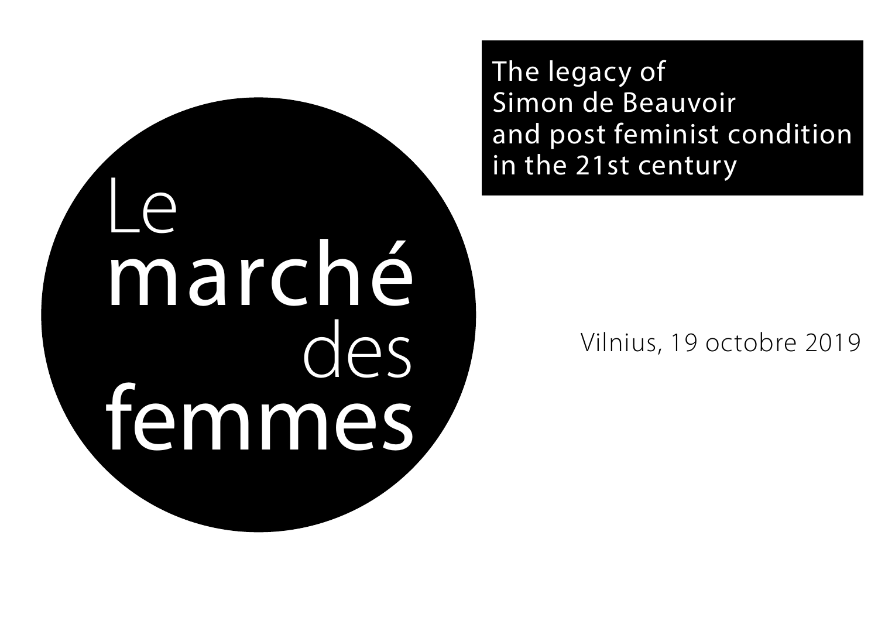# Le marché des femmes

The legacy of
Simon de Beauvoir
and post feminist condition
in the 21st century

Vilnius, 19 octobre 2019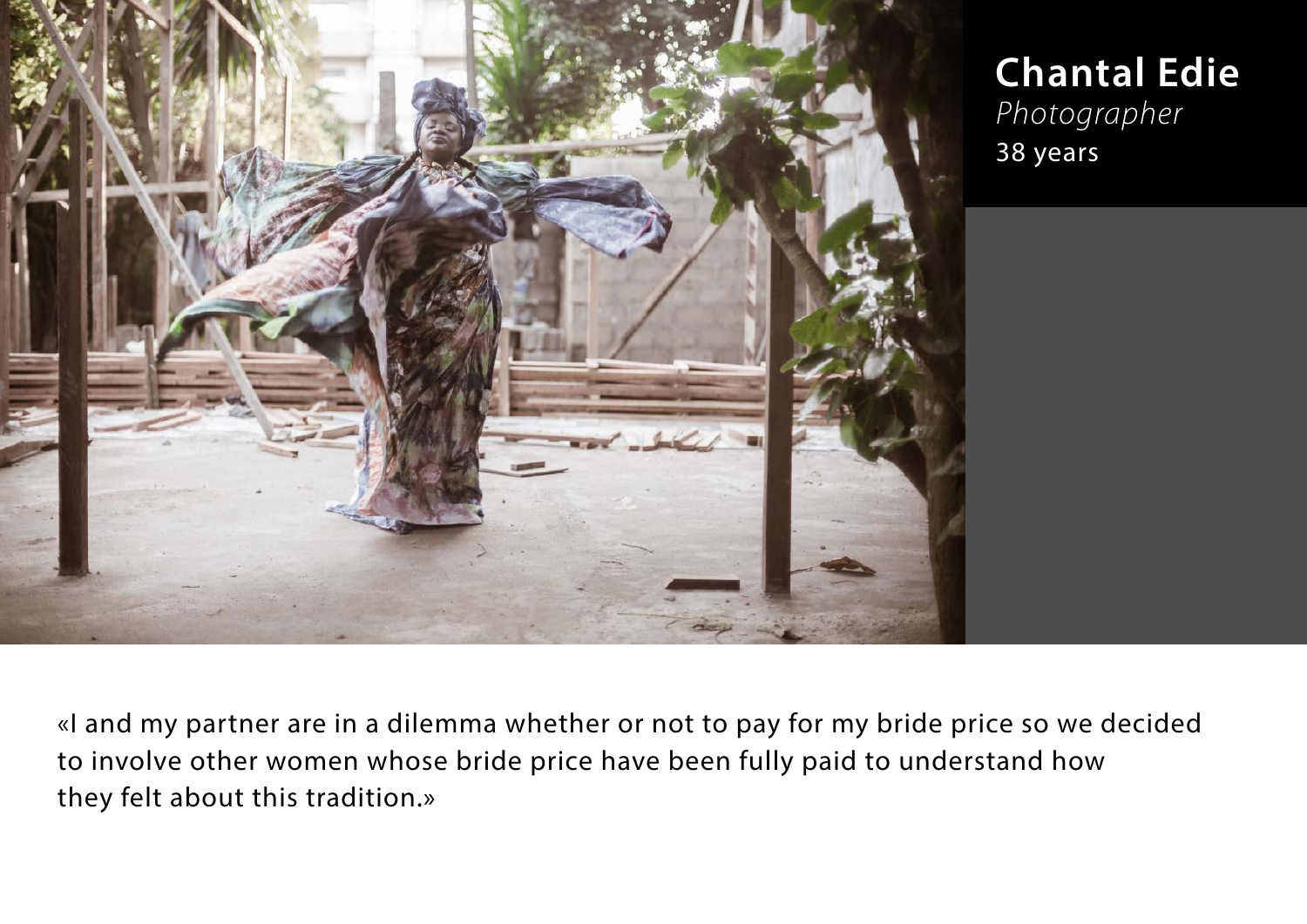## Chantal Edie

*Photographer*

38 years

«I and my partner are in a dilemma whether or not to pay for my bride price so we decided to involve other women whose bride price have been fully paid to understand how they felt about this tradition.»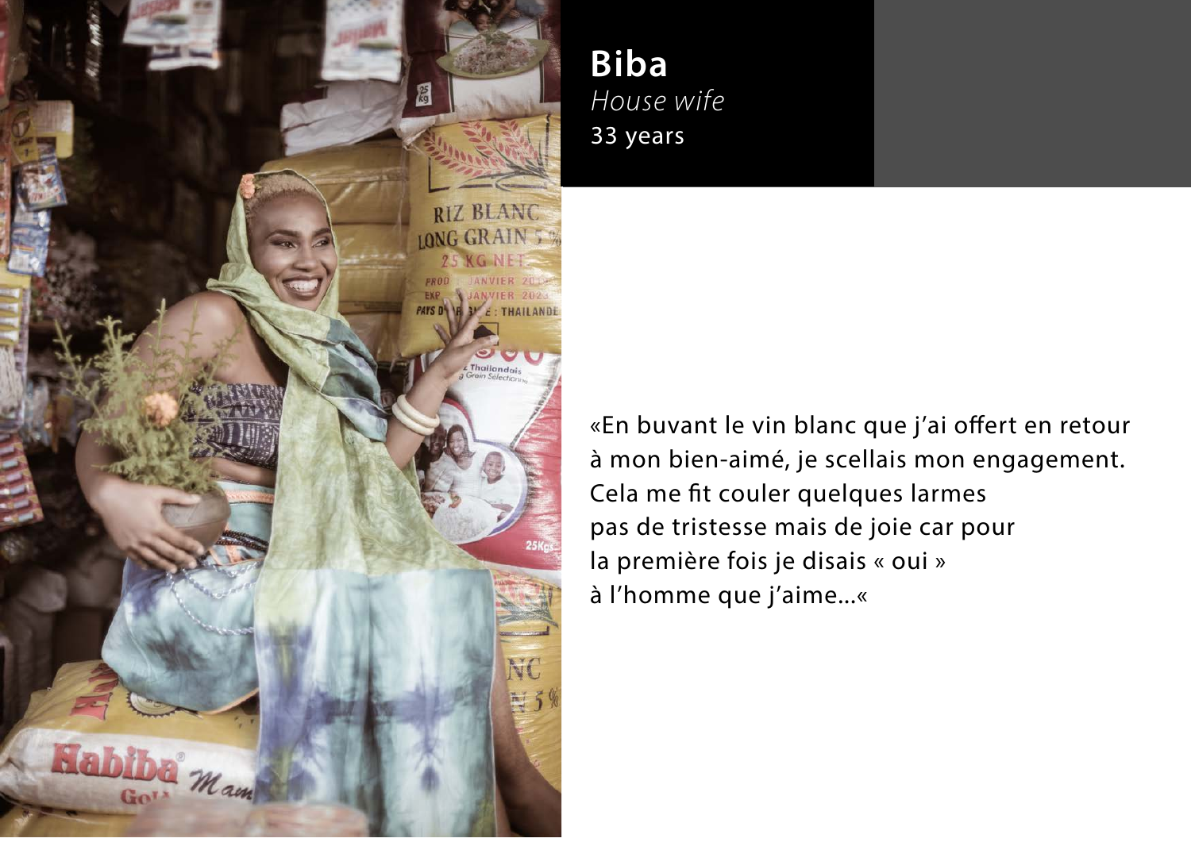## Biba

*House wife*

33 years

«En buvant le vin blanc que j'ai offert en retour
à mon bien-aimé, je scellais mon engagement.
Cela me fit couler quelques larmes
pas de tristesse mais de joie car pour
la première fois je disais « oui »
à l'homme que j'aime...«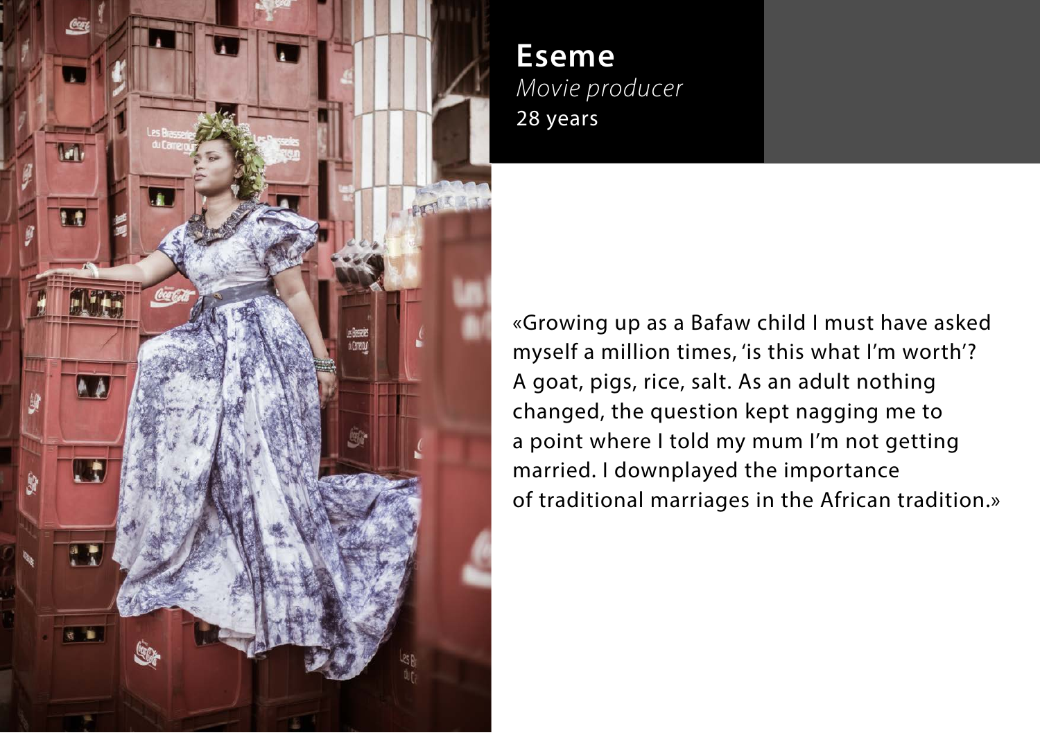## Eseme

*Movie producer*

28 years

«Growing up as a Bafaw child I must have asked myself a million times, 'is this what I'm worth'? A goat, pigs, rice, salt. As an adult nothing changed, the question kept nagging me to a point where I told my mum I'm not getting married. I downplayed the importance of traditional marriages in the African tradition.»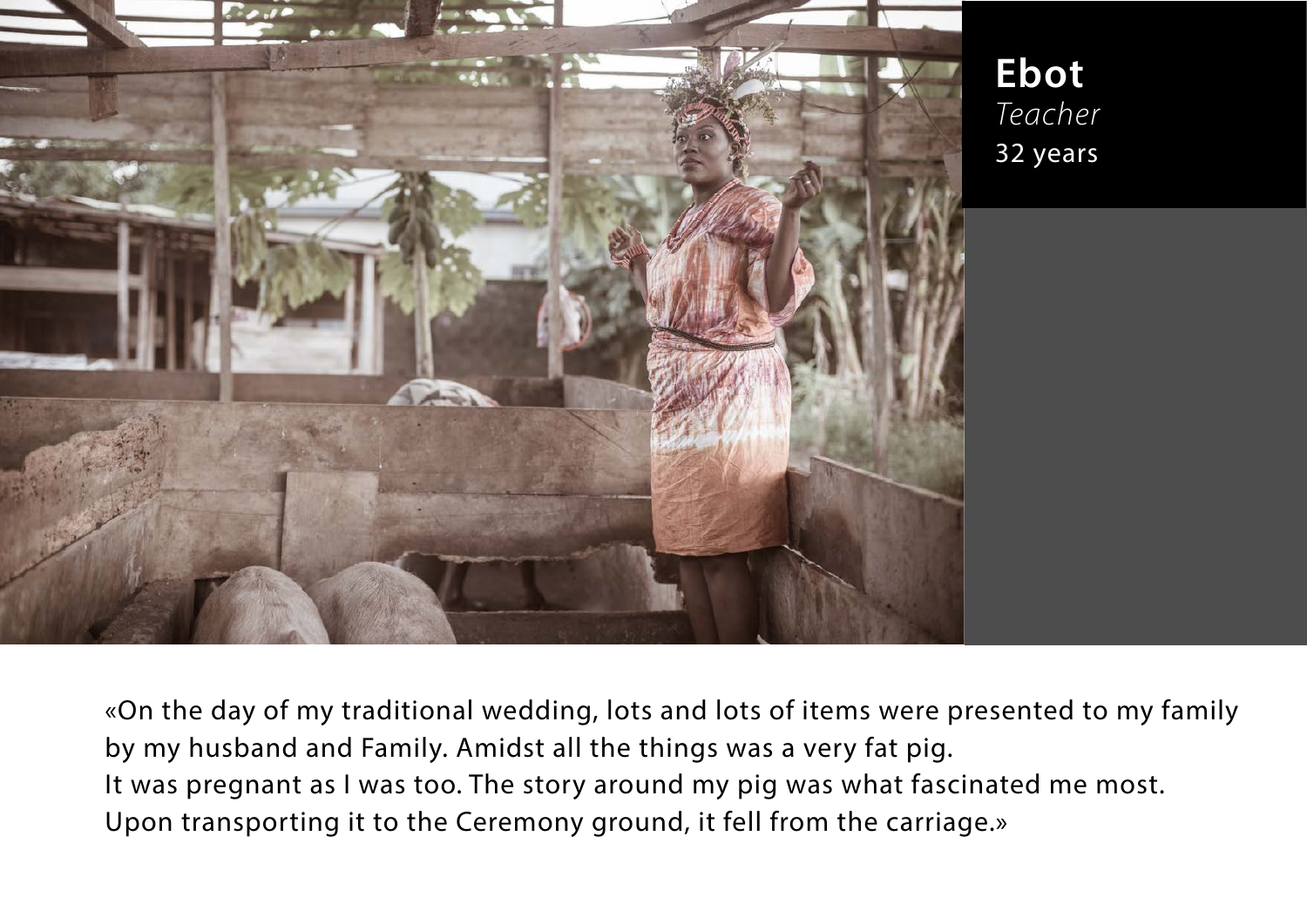**Ebot**
*Teacher*
32 years

«On the day of my traditional wedding, lots and lots of items were presented to my family by my husband and Family. Amidst all the things was a very fat pig.
It was pregnant as I was too. The story around my pig was what fascinated me most.
Upon transporting it to the Ceremony ground, it fell from the carriage.»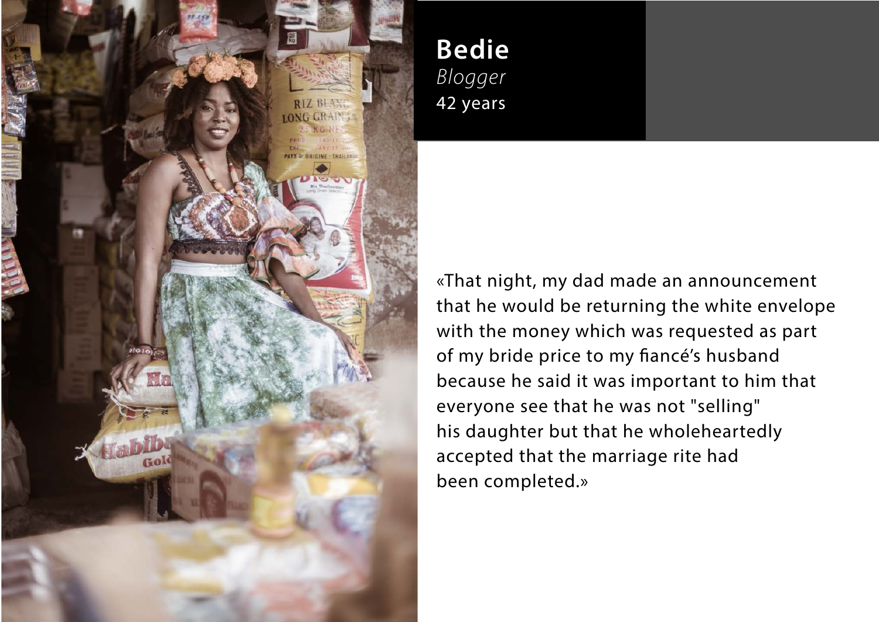**Bedie**
*Blogger*
42 years

«That night, my dad made an announcement that he would be returning the white envelope with the money which was requested as part of my bride price to my fiancé's husband because he said it was important to him that everyone see that he was not "selling" his daughter but that he wholeheartedly accepted that the marriage rite had been completed.»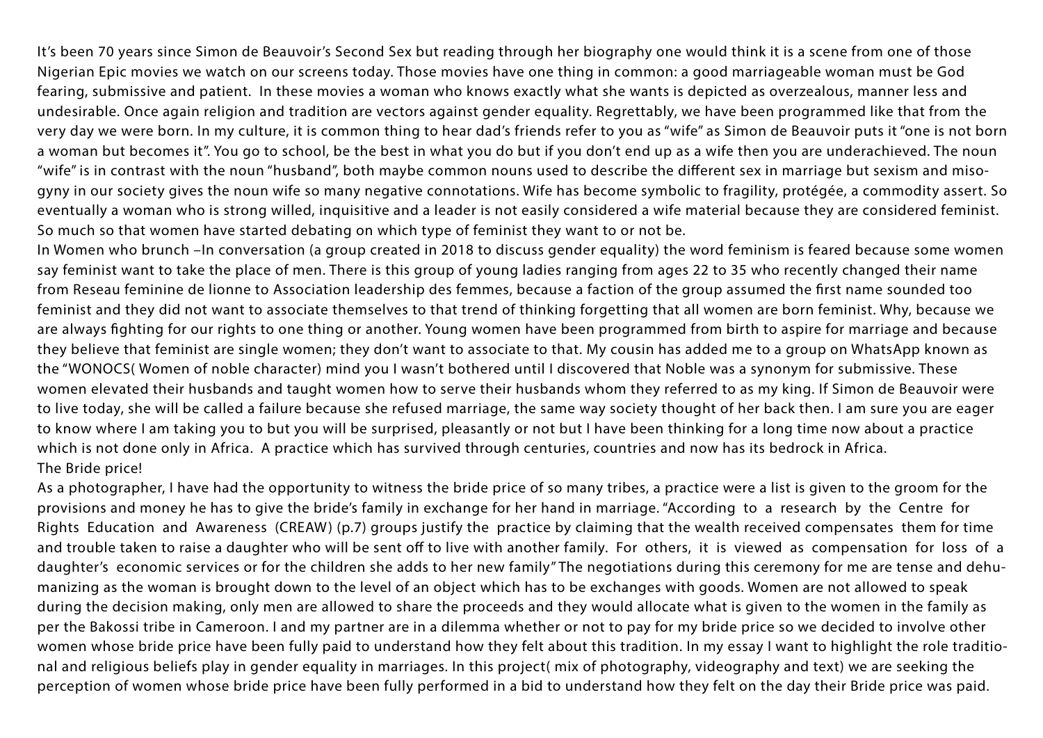It's been 70 years since Simon de Beauvoir's Second Sex but reading through her biography one would think it is a scene from one of those Nigerian Epic movies we watch on our screens today. Those movies have one thing in common: a good marriageable woman must be God fearing, submissive and patient. In these movies a woman who knows exactly what she wants is depicted as overzealous, manner less and undesirable. Once again religion and tradition are vectors against gender equality. Regrettably, we have been programmed like that from the very day we were born. In my culture, it is common thing to hear dad's friends refer to you as "wife" as Simon de Beauvoir puts it "one is not born a woman but becomes it". You go to school, be the best in what you do but if you don't end up as a wife then you are underachieved. The noun "wife" is in contrast with the noun "husband", both maybe common nouns used to describe the different sex in marriage but sexism and misogyny in our society gives the noun wife so many negative connotations. Wife has become symbolic to fragility, protégée, a commodity assert. So eventually a woman who is strong willed, inquisitive and a leader is not easily considered a wife material because they are considered feminist. So much so that women have started debating on which type of feminist they want to or not be.

In Women who brunch –In conversation (a group created in 2018 to discuss gender equality) the word feminism is feared because some women say feminist want to take the place of men. There is this group of young ladies ranging from ages 22 to 35 who recently changed their name from Reseau feminine de lionne to Association leadership des femmes, because a faction of the group assumed the first name sounded too feminist and they did not want to associate themselves to that trend of thinking forgetting that all women are born feminist. Why, because we are always fighting for our rights to one thing or another. Young women have been programmed from birth to aspire for marriage and because they believe that feminist are single women; they don't want to associate to that. My cousin has added me to a group on WhatsApp known as the "WONOCS( Women of noble character) mind you I wasn't bothered until I discovered that Noble was a synonym for submissive. These women elevated their husbands and taught women how to serve their husbands whom they referred to as my king. If Simon de Beauvoir were to live today, she will be called a failure because she refused marriage, the same way society thought of her back then. I am sure you are eager to know where I am taking you to but you will be surprised, pleasantly or not but I have been thinking for a long time now about a practice which is not done only in Africa. A practice which has survived through centuries, countries and now has its bedrock in Africa.

The Bride price!

As a photographer, I have had the opportunity to witness the bride price of so many tribes, a practice were a list is given to the groom for the provisions and money he has to give the bride's family in exchange for her hand in marriage. "According to a research by the Centre for Rights Education and Awareness (CREAW) (p.7) groups justify the practice by claiming that the wealth received compensates them for time and trouble taken to raise a daughter who will be sent off to live with another family. For others, it is viewed as compensation for loss of a daughter's economic services or for the children she adds to her new family" The negotiations during this ceremony for me are tense and dehumanizing as the woman is brought down to the level of an object which has to be exchanges with goods. Women are not allowed to speak during the decision making, only men are allowed to share the proceeds and they would allocate what is given to the women in the family as per the Bakossi tribe in Cameroon. I and my partner are in a dilemma whether or not to pay for my bride price so we decided to involve other women whose bride price have been fully paid to understand how they felt about this tradition. In my essay I want to highlight the role traditional and religious beliefs play in gender equality in marriages. In this project( mix of photography, videography and text) we are seeking the perception of women whose bride price have been fully performed in a bid to understand how they felt on the day their Bride price was paid.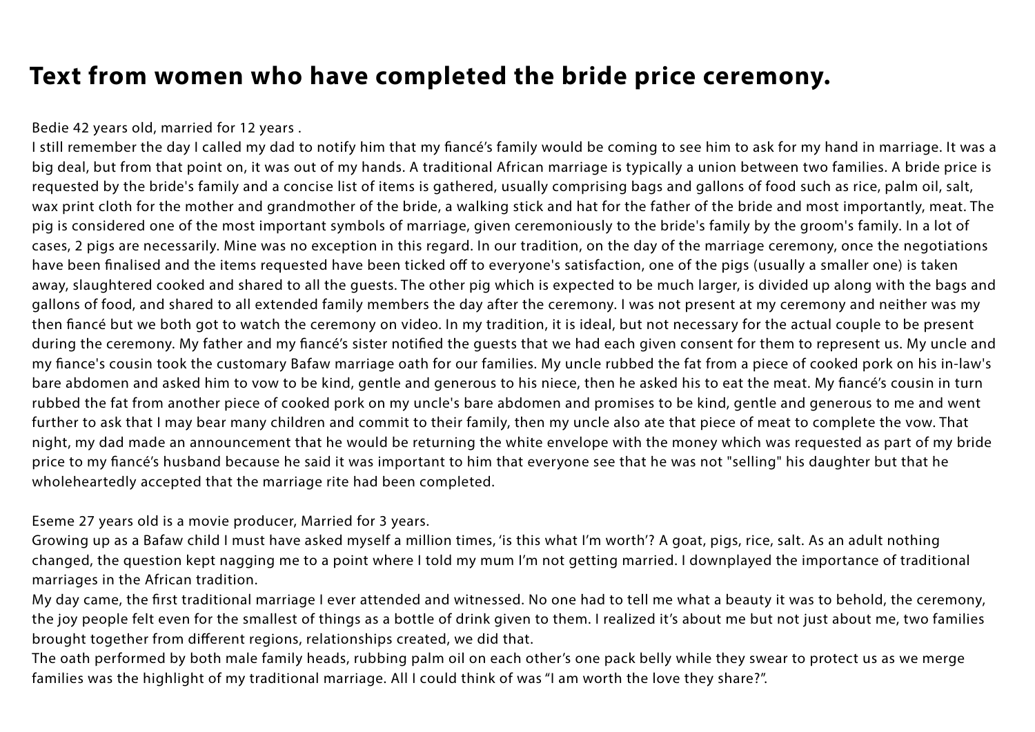# Text from women who have completed the bride price ceremony.

Bedie 42 years old, married for 12 years .

I still remember the day I called my dad to notify him that my fiancé's family would be coming to see him to ask for my hand in marriage. It was a big deal, but from that point on, it was out of my hands. A traditional African marriage is typically a union between two families. A bride price is requested by the bride's family and a concise list of items is gathered, usually comprising bags and gallons of food such as rice, palm oil, salt, wax print cloth for the mother and grandmother of the bride, a walking stick and hat for the father of the bride and most importantly, meat. The pig is considered one of the most important symbols of marriage, given ceremoniously to the bride's family by the groom's family. In a lot of cases, 2 pigs are necessarily. Mine was no exception in this regard. In our tradition, on the day of the marriage ceremony, once the negotiations have been finalised and the items requested have been ticked off to everyone's satisfaction, one of the pigs (usually a smaller one) is taken away, slaughtered cooked and shared to all the guests. The other pig which is expected to be much larger, is divided up along with the bags and gallons of food, and shared to all extended family members the day after the ceremony. I was not present at my ceremony and neither was my then fiancé but we both got to watch the ceremony on video. In my tradition, it is ideal, but not necessary for the actual couple to be present during the ceremony. My father and my fiancé's sister notified the guests that we had each given consent for them to represent us. My uncle and my fiance's cousin took the customary Bafaw marriage oath for our families. My uncle rubbed the fat from a piece of cooked pork on his in-law's bare abdomen and asked him to vow to be kind, gentle and generous to his niece, then he asked his to eat the meat. My fiancé's cousin in turn rubbed the fat from another piece of cooked pork on my uncle's bare abdomen and promises to be kind, gentle and generous to me and went further to ask that I may bear many children and commit to their family, then my uncle also ate that piece of meat to complete the vow. That night, my dad made an announcement that he would be returning the white envelope with the money which was requested as part of my bride price to my fiancé's husband because he said it was important to him that everyone see that he was not "selling" his daughter but that he wholeheartedly accepted that the marriage rite had been completed.

Eseme 27 years old is a movie producer, Married for 3 years.

Growing up as a Bafaw child I must have asked myself a million times, 'is this what I'm worth'? A goat, pigs, rice, salt. As an adult nothing changed, the question kept nagging me to a point where I told my mum I'm not getting married. I downplayed the importance of traditional marriages in the African tradition.

My day came, the first traditional marriage I ever attended and witnessed. No one had to tell me what a beauty it was to behold, the ceremony, the joy people felt even for the smallest of things as a bottle of drink given to them. I realized it's about me but not just about me, two families brought together from different regions, relationships created, we did that.

The oath performed by both male family heads, rubbing palm oil on each other's one pack belly while they swear to protect us as we merge families was the highlight of my traditional marriage. All I could think of was "I am worth the love they share?".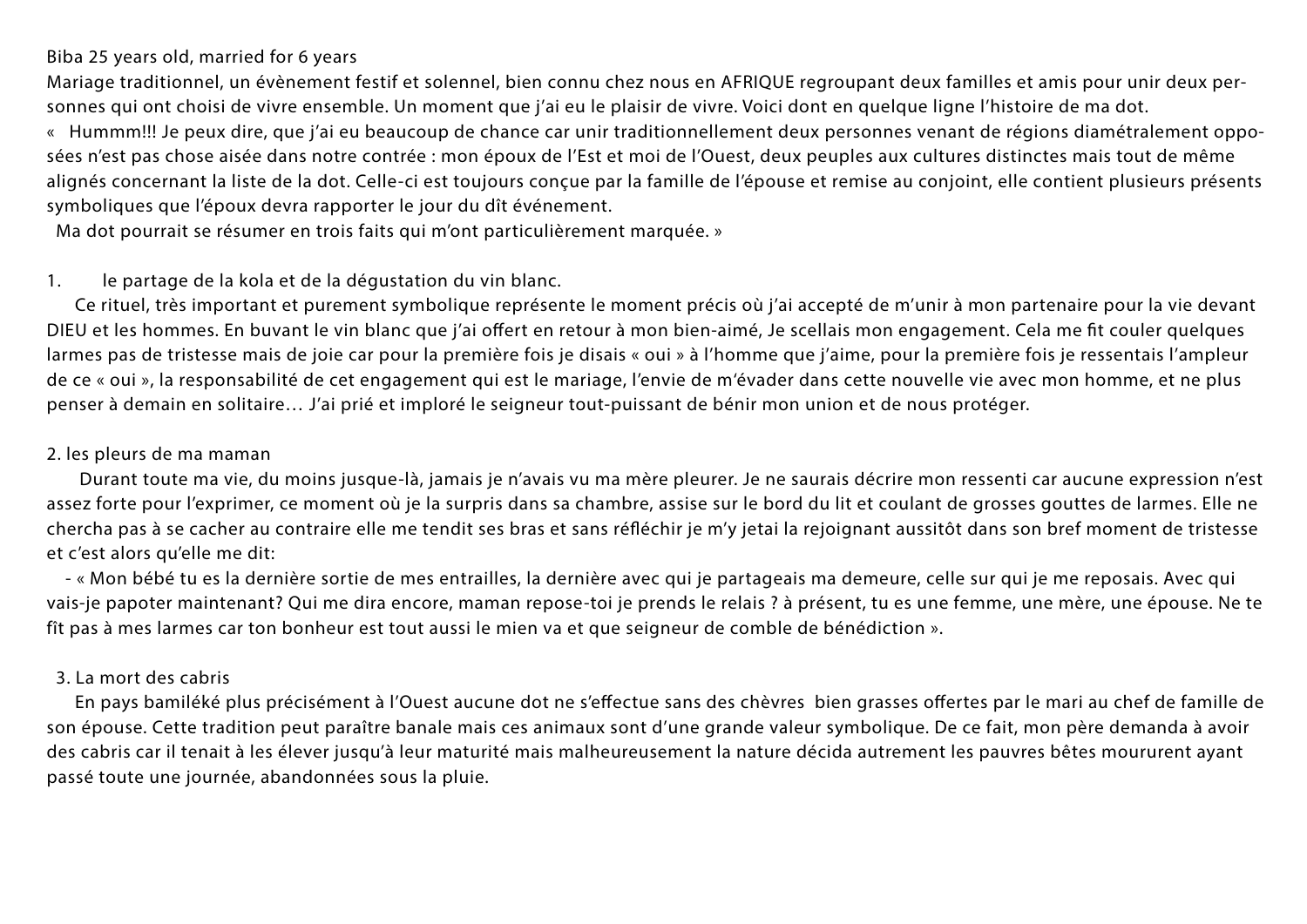Biba 25 years old, married for 6 years

Mariage traditionnel, un évènement festif et solennel, bien connu chez nous en AFRIQUE regroupant deux familles et amis pour unir deux personnes qui ont choisi de vivre ensemble. Un moment que j'ai eu le plaisir de vivre. Voici dont en quelque ligne l'histoire de ma dot.

« Hummm!!! Je peux dire, que j'ai eu beaucoup de chance car unir traditionnellement deux personnes venant de régions diamétralement opposées n'est pas chose aisée dans notre contrée : mon époux de l'Est et moi de l'Ouest, deux peuples aux cultures distinctes mais tout de même alignés concernant la liste de la dot. Celle-ci est toujours conçue par la famille de l'épouse et remise au conjoint, elle contient plusieurs présents symboliques que l'époux devra rapporter le jour du dît événement.

Ma dot pourrait se résumer en trois faits qui m'ont particulièrement marquée. »

1. le partage de la kola et de la dégustation du vin blanc.

Ce rituel, très important et purement symbolique représente le moment précis où j'ai accepté de m'unir à mon partenaire pour la vie devant DIEU et les hommes. En buvant le vin blanc que j'ai offert en retour à mon bien-aimé, Je scellais mon engagement. Cela me fit couler quelques larmes pas de tristesse mais de joie car pour la première fois je disais « oui » à l'homme que j'aime, pour la première fois je ressentais l'ampleur de ce « oui », la responsabilité de cet engagement qui est le mariage, l'envie de m'évader dans cette nouvelle vie avec mon homme, et ne plus penser à demain en solitaire… J'ai prié et imploré le seigneur tout-puissant de bénir mon union et de nous protéger.

2. les pleurs de ma maman

Durant toute ma vie, du moins jusque-là, jamais je n'avais vu ma mère pleurer. Je ne saurais décrire mon ressenti car aucune expression n'est assez forte pour l'exprimer, ce moment où je la surpris dans sa chambre, assise sur le bord du lit et coulant de grosses gouttes de larmes. Elle ne chercha pas à se cacher au contraire elle me tendit ses bras et sans réfléchir je m'y jetai la rejoignant aussitôt dans son bref moment de tristesse et c'est alors qu'elle me dit:

- « Mon bébé tu es la dernière sortie de mes entrailles, la dernière avec qui je partageais ma demeure, celle sur qui je me reposais. Avec qui vais-je papoter maintenant? Qui me dira encore, maman repose-toi je prends le relais ? à présent, tu es une femme, une mère, une épouse. Ne te fît pas à mes larmes car ton bonheur est tout aussi le mien va et que seigneur de comble de bénédiction ».

3. La mort des cabris

En pays bamiléké plus précisément à l'Ouest aucune dot ne s'effectue sans des chèvres bien grasses offertes par le mari au chef de famille de son épouse. Cette tradition peut paraître banale mais ces animaux sont d'une grande valeur symbolique. De ce fait, mon père demanda à avoir des cabris car il tenait à les élever jusqu'à leur maturité mais malheureusement la nature décida autrement les pauvres bêtes moururent ayant passé toute une journée, abandonnées sous la pluie.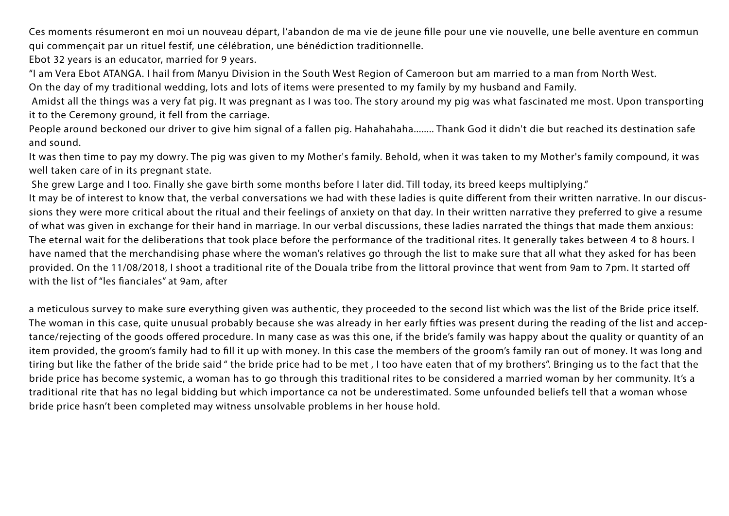Ces moments résumeront en moi un nouveau départ, l'abandon de ma vie de jeune fille pour une vie nouvelle, une belle aventure en commun qui commençait par un rituel festif, une célébration, une bénédiction traditionnelle.

Ebot 32 years is an educator, married for 9 years.

"I am Vera Ebot ATANGA. I hail from Manyu Division in the South West Region of Cameroon but am married to a man from North West.

On the day of my traditional wedding, lots and lots of items were presented to my family by my husband and Family.

Amidst all the things was a very fat pig. It was pregnant as I was too. The story around my pig was what fascinated me most. Upon transporting it to the Ceremony ground, it fell from the carriage.

People around beckoned our driver to give him signal of a fallen pig. Hahahahaha........ Thank God it didn't die but reached its destination safe and sound.

It was then time to pay my dowry. The pig was given to my Mother's family. Behold, when it was taken to my Mother's family compound, it was well taken care of in its pregnant state.

She grew Large and I too. Finally she gave birth some months before I later did. Till today, its breed keeps multiplying."

It may be of interest to know that, the verbal conversations we had with these ladies is quite different from their written narrative. In our discussions they were more critical about the ritual and their feelings of anxiety on that day. In their written narrative they preferred to give a resume of what was given in exchange for their hand in marriage. In our verbal discussions, these ladies narrated the things that made them anxious: The eternal wait for the deliberations that took place before the performance of the traditional rites. It generally takes between 4 to 8 hours. I have named that the merchandising phase where the woman's relatives go through the list to make sure that all what they asked for has been provided. On the 11/08/2018, I shoot a traditional rite of the Douala tribe from the littoral province that went from 9am to 7pm. It started off with the list of "les fianciales" at 9am, after

a meticulous survey to make sure everything given was authentic, they proceeded to the second list which was the list of the Bride price itself. The woman in this case, quite unusual probably because she was already in her early fifties was present during the reading of the list and acceptance/rejecting of the goods offered procedure. In many case as was this one, if the bride's family was happy about the quality or quantity of an item provided, the groom's family had to fill it up with money. In this case the members of the groom's family ran out of money. It was long and tiring but like the father of the bride said " the bride price had to be met , I too have eaten that of my brothers". Bringing us to the fact that the bride price has become systemic, a woman has to go through this traditional rites to be considered a married woman by her community. It's a traditional rite that has no legal bidding but which importance ca not be underestimated. Some unfounded beliefs tell that a woman whose bride price hasn't been completed may witness unsolvable problems in her house hold.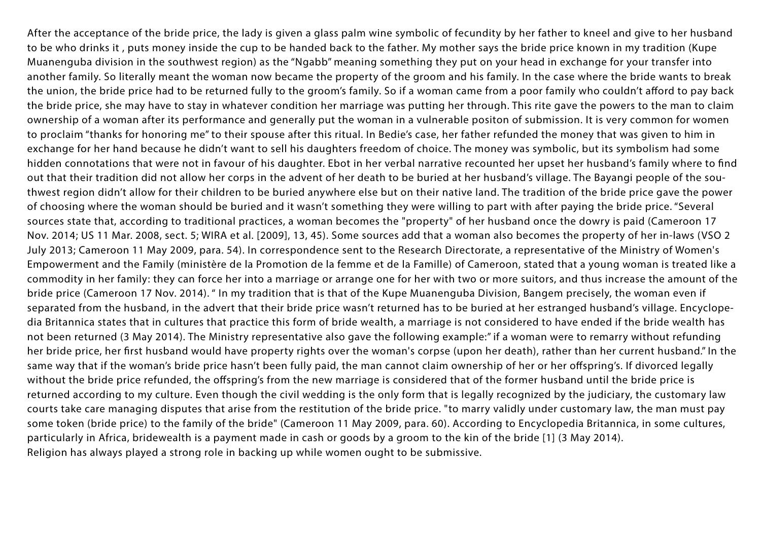After the acceptance of the bride price, the lady is given a glass palm wine symbolic of fecundity by her father to kneel and give to her husband to be who drinks it , puts money inside the cup to be handed back to the father. My mother says the bride price known in my tradition (Kupe Muanenguba division in the southwest region) as the "Ngabb" meaning something they put on your head in exchange for your transfer into another family. So literally meant the woman now became the property of the groom and his family. In the case where the bride wants to break the union, the bride price had to be returned fully to the groom's family. So if a woman came from a poor family who couldn't afford to pay back the bride price, she may have to stay in whatever condition her marriage was putting her through. This rite gave the powers to the man to claim ownership of a woman after its performance and generally put the woman in a vulnerable positon of submission. It is very common for women to proclaim "thanks for honoring me" to their spouse after this ritual. In Bedie's case, her father refunded the money that was given to him in exchange for her hand because he didn't want to sell his daughters freedom of choice. The money was symbolic, but its symbolism had some hidden connotations that were not in favour of his daughter. Ebot in her verbal narrative recounted her upset her husband's family where to find out that their tradition did not allow her corps in the advent of her death to be buried at her husband's village. The Bayangi people of the southwest region didn't allow for their children to be buried anywhere else but on their native land. The tradition of the bride price gave the power of choosing where the woman should be buried and it wasn't something they were willing to part with after paying the bride price. "Several sources state that, according to traditional practices, a woman becomes the "property" of her husband once the dowry is paid (Cameroon 17 Nov. 2014; US 11 Mar. 2008, sect. 5; WIRA et al. [2009], 13, 45). Some sources add that a woman also becomes the property of her in-laws (VSO 2 July 2013; Cameroon 11 May 2009, para. 54). In correspondence sent to the Research Directorate, a representative of the Ministry of Women's Empowerment and the Family (ministère de la Promotion de la femme et de la Famille) of Cameroon, stated that a young woman is treated like a commodity in her family: they can force her into a marriage or arrange one for her with two or more suitors, and thus increase the amount of the bride price (Cameroon 17 Nov. 2014). " In my tradition that is that of the Kupe Muanenguba Division, Bangem precisely, the woman even if separated from the husband, in the advert that their bride price wasn't returned has to be buried at her estranged husband's village. Encyclopedia Britannica states that in cultures that practice this form of bride wealth, a marriage is not considered to have ended if the bride wealth has not been returned (3 May 2014). The Ministry representative also gave the following example:" if a woman were to remarry without refunding her bride price, her first husband would have property rights over the woman's corpse (upon her death), rather than her current husband." In the same way that if the woman's bride price hasn't been fully paid, the man cannot claim ownership of her or her offspring's. If divorced legally without the bride price refunded, the offspring's from the new marriage is considered that of the former husband until the bride price is returned according to my culture. Even though the civil wedding is the only form that is legally recognized by the judiciary, the customary law courts take care managing disputes that arise from the restitution of the bride price. "to marry validly under customary law, the man must pay some token (bride price) to the family of the bride" (Cameroon 11 May 2009, para. 60). According to Encyclopedia Britannica, in some cultures, particularly in Africa, bridewealth is a payment made in cash or goods by a groom to the kin of the bride [1] (3 May 2014).

Religion has always played a strong role in backing up while women ought to be submissive.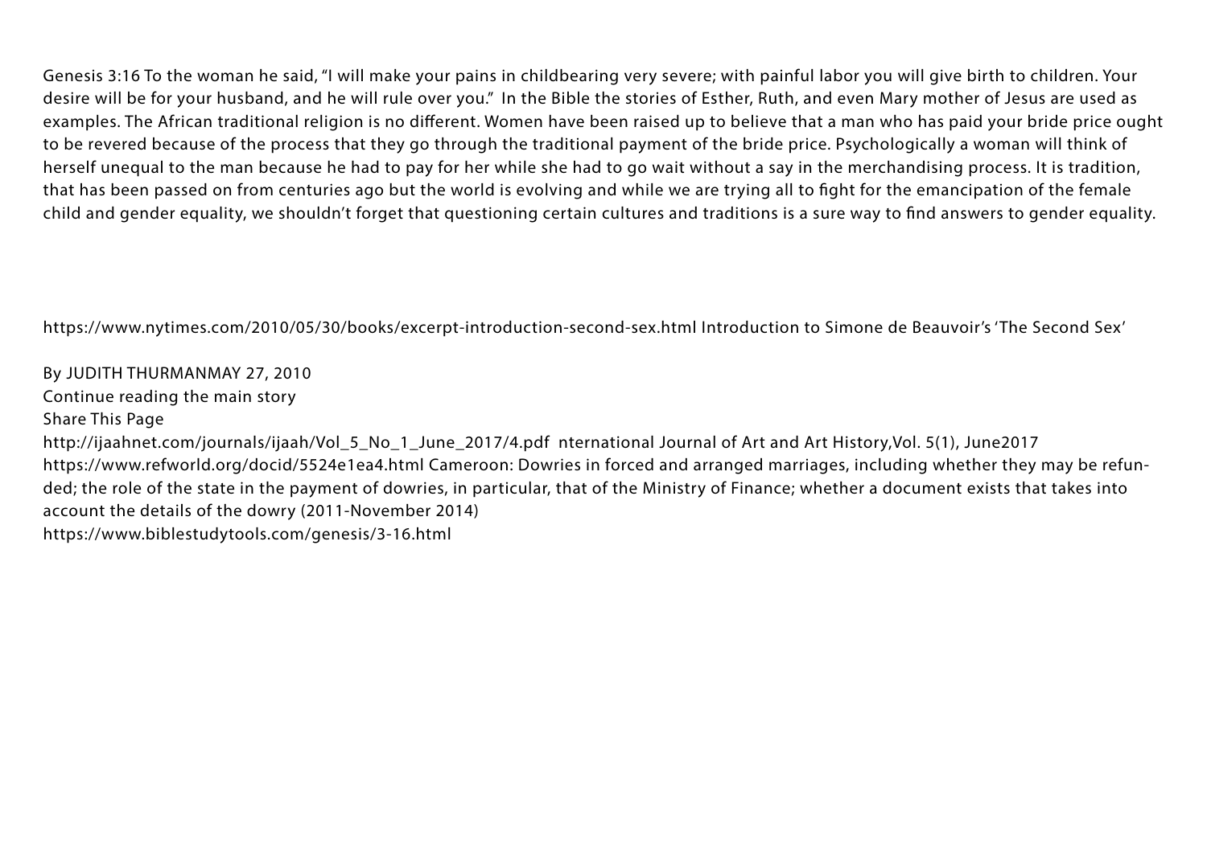Genesis 3:16 To the woman he said, "I will make your pains in childbearing very severe; with painful labor you will give birth to children. Your desire will be for your husband, and he will rule over you." In the Bible the stories of Esther, Ruth, and even Mary mother of Jesus are used as examples. The African traditional religion is no different. Women have been raised up to believe that a man who has paid your bride price ought to be revered because of the process that they go through the traditional payment of the bride price. Psychologically a woman will think of herself unequal to the man because he had to pay for her while she had to go wait without a say in the merchandising process. It is tradition, that has been passed on from centuries ago but the world is evolving and while we are trying all to fight for the emancipation of the female child and gender equality, we shouldn't forget that questioning certain cultures and traditions is a sure way to find answers to gender equality.

https://www.nytimes.com/2010/05/30/books/excerpt-introduction-second-sex.html Introduction to Simone de Beauvoir's 'The Second Sex'

By JUDITH THURMANMAY 27, 2010
Continue reading the main story
Share This Page
http://ijaahnet.com/journals/ijaah/Vol_5_No_1_June_2017/4.pdf nternational Journal of Art and Art History,Vol. 5(1), June2017
https://www.refworld.org/docid/5524e1ea4.html Cameroon: Dowries in forced and arranged marriages, including whether they may be refunded; the role of the state in the payment of dowries, in particular, that of the Ministry of Finance; whether a document exists that takes into account the details of the dowry (2011-November 2014)
https://www.biblestudytools.com/genesis/3-16.html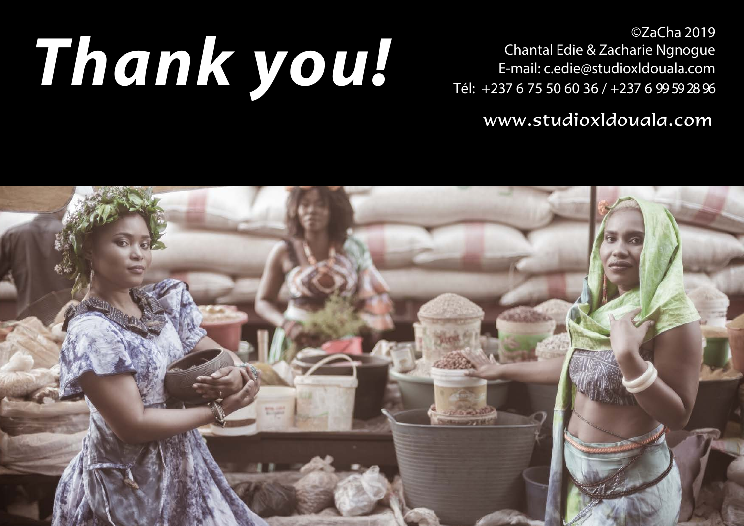# *Thank you!*

©ZaCha 2019
Chantal Edie & Zacharie Ngnogue
E-mail: c.edie@studioxldouala.com
Tél: +237 6 75 50 60 36 / +237 6 99 59 28 96

www.studioxldouala.com